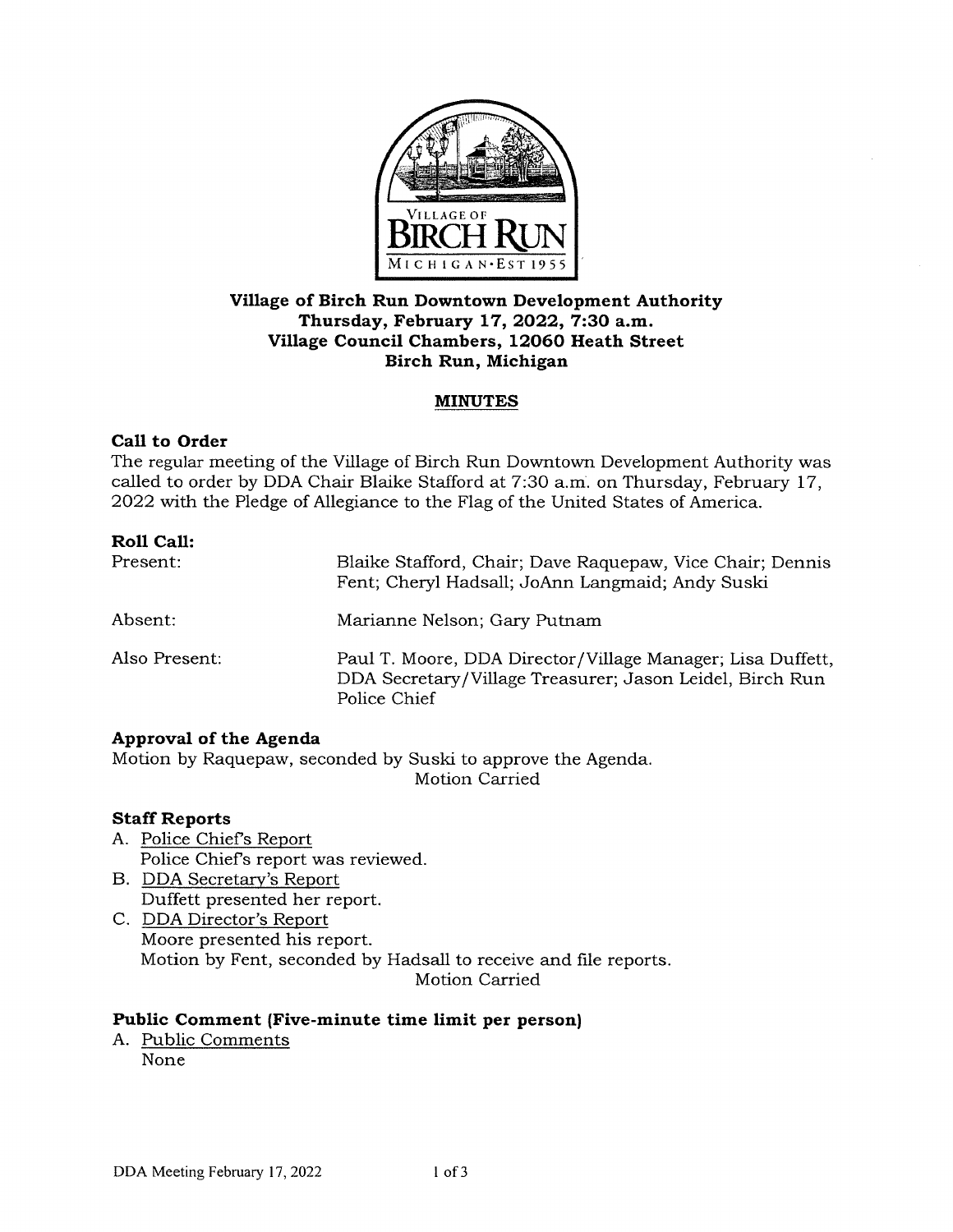**Village of Birch Run Downtown Development Authority**
**Thursday, February 17, 2022, 7:30 a.m.**
**Village Council Chambers, 12060 Heath Street**
**Birch Run, Michigan**

## MINUTES

### Call to Order

The regular meeting of the Village of Birch Run Downtown Development Authority was called to order by DDA Chair Blaike Stafford at 7:30 a.m. on Thursday, February 17, 2022 with the Pledge of Allegiance to the Flag of the United States of America.

### Roll Call:

| | |
|---|---|
| Present: | Blaike Stafford, Chair; Dave Raquepaw, Vice Chair; Dennis Fent; Cheryl Hadsall; JoAnn Langmaid; Andy Suski |
| Absent: | Marianne Nelson; Gary Putnam |
| Also Present: | Paul T. Moore, DDA Director/Village Manager; Lisa Duffett, DDA Secretary/Village Treasurer; Jason Leidel, Birch Run Police Chief |

### Approval of the Agenda

Motion by Raquepaw, seconded by Suski to approve the Agenda.

Motion Carried

### Staff Reports

A. Police Chief's Report
   Police Chief's report was reviewed.

B. DDA Secretary's Report
   Duffett presented her report.

C. DDA Director's Report
   Moore presented his report.
   Motion by Fent, seconded by Hadsall to receive and file reports.

   Motion Carried

### Public Comment (Five-minute time limit per person)

A. Public Comments
   None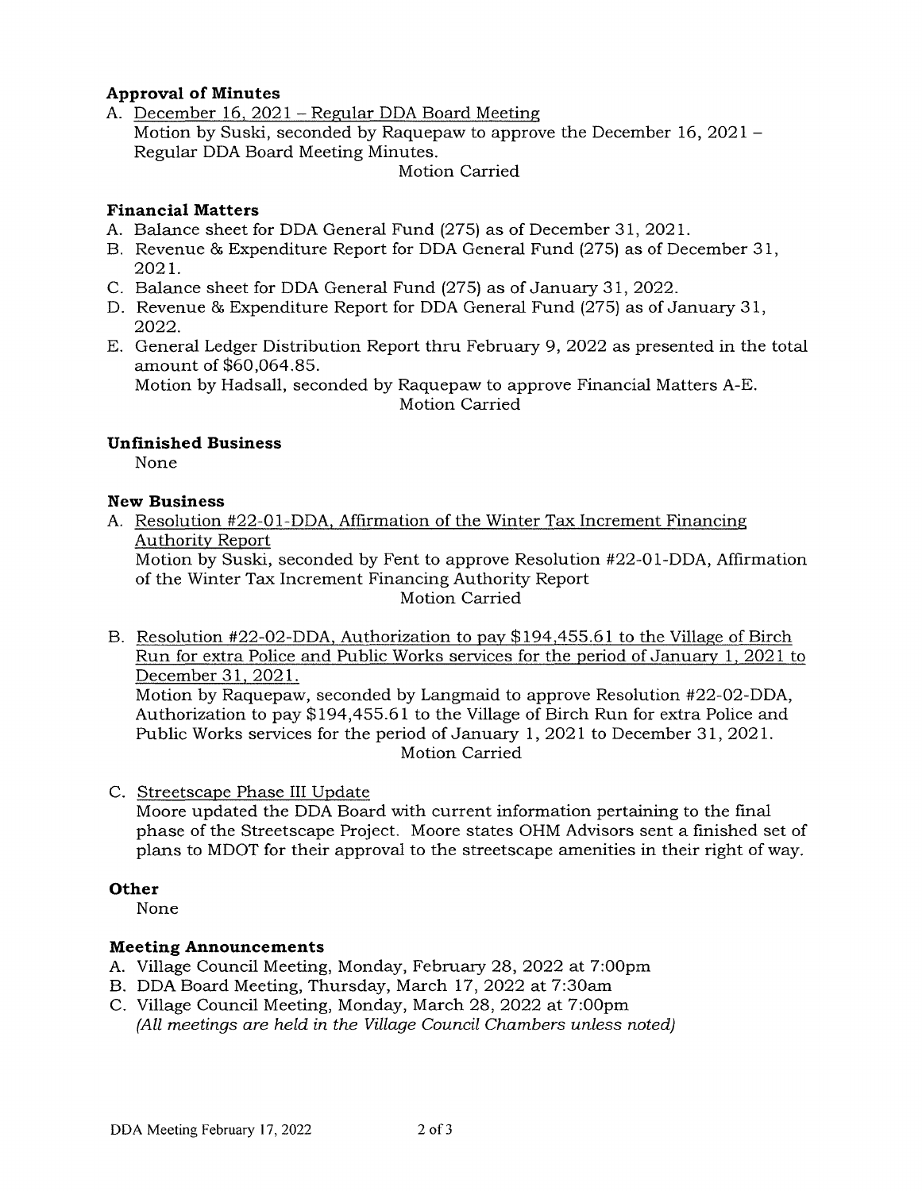**Approval of Minutes**

A. December 16, 2021 – Regular DDA Board Meeting
   Motion by Suski, seconded by Raquepaw to approve the December 16, 2021 – Regular DDA Board Meeting Minutes.
   Motion Carried

**Financial Matters**

A. Balance sheet for DDA General Fund (275) as of December 31, 2021.
B. Revenue & Expenditure Report for DDA General Fund (275) as of December 31, 2021.
C. Balance sheet for DDA General Fund (275) as of January 31, 2022.
D. Revenue & Expenditure Report for DDA General Fund (275) as of January 31, 2022.
E. General Ledger Distribution Report thru February 9, 2022 as presented in the total amount of $60,064.85.
   Motion by Hadsall, seconded by Raquepaw to approve Financial Matters A-E.
   Motion Carried

**Unfinished Business**

None

**New Business**

A. Resolution #22-01-DDA, Affirmation of the Winter Tax Increment Financing Authority Report
   Motion by Suski, seconded by Fent to approve Resolution #22-01-DDA, Affirmation of the Winter Tax Increment Financing Authority Report
   Motion Carried

B. Resolution #22-02-DDA, Authorization to pay $194,455.61 to the Village of Birch Run for extra Police and Public Works services for the period of January 1, 2021 to December 31, 2021.
   Motion by Raquepaw, seconded by Langmaid to approve Resolution #22-02-DDA, Authorization to pay $194,455.61 to the Village of Birch Run for extra Police and Public Works services for the period of January 1, 2021 to December 31, 2021.
   Motion Carried

C. Streetscape Phase III Update
   Moore updated the DDA Board with current information pertaining to the final phase of the Streetscape Project. Moore states OHM Advisors sent a finished set of plans to MDOT for their approval to the streetscape amenities in their right of way.

**Other**

None

**Meeting Announcements**

A. Village Council Meeting, Monday, February 28, 2022 at 7:00pm
B. DDA Board Meeting, Thursday, March 17, 2022 at 7:30am
C. Village Council Meeting, Monday, March 28, 2022 at 7:00pm
   *(All meetings are held in the Village Council Chambers unless noted)*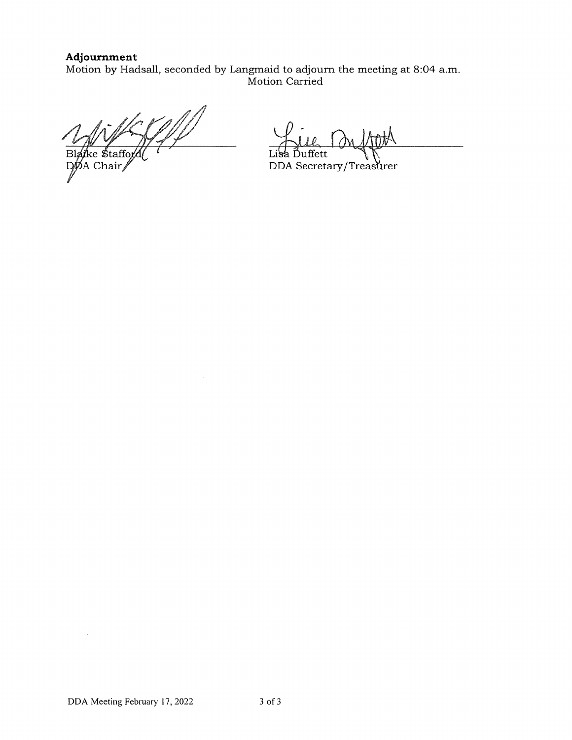**Adjournment**

Motion by Hadsall, seconded by Langmaid to adjourn the meeting at 8:04 a.m.

Motion Carried

Blaike Stafford
DDA Chair

Lisa Duffett
DDA Secretary/Treasurer

DDA Meeting February 17, 2022